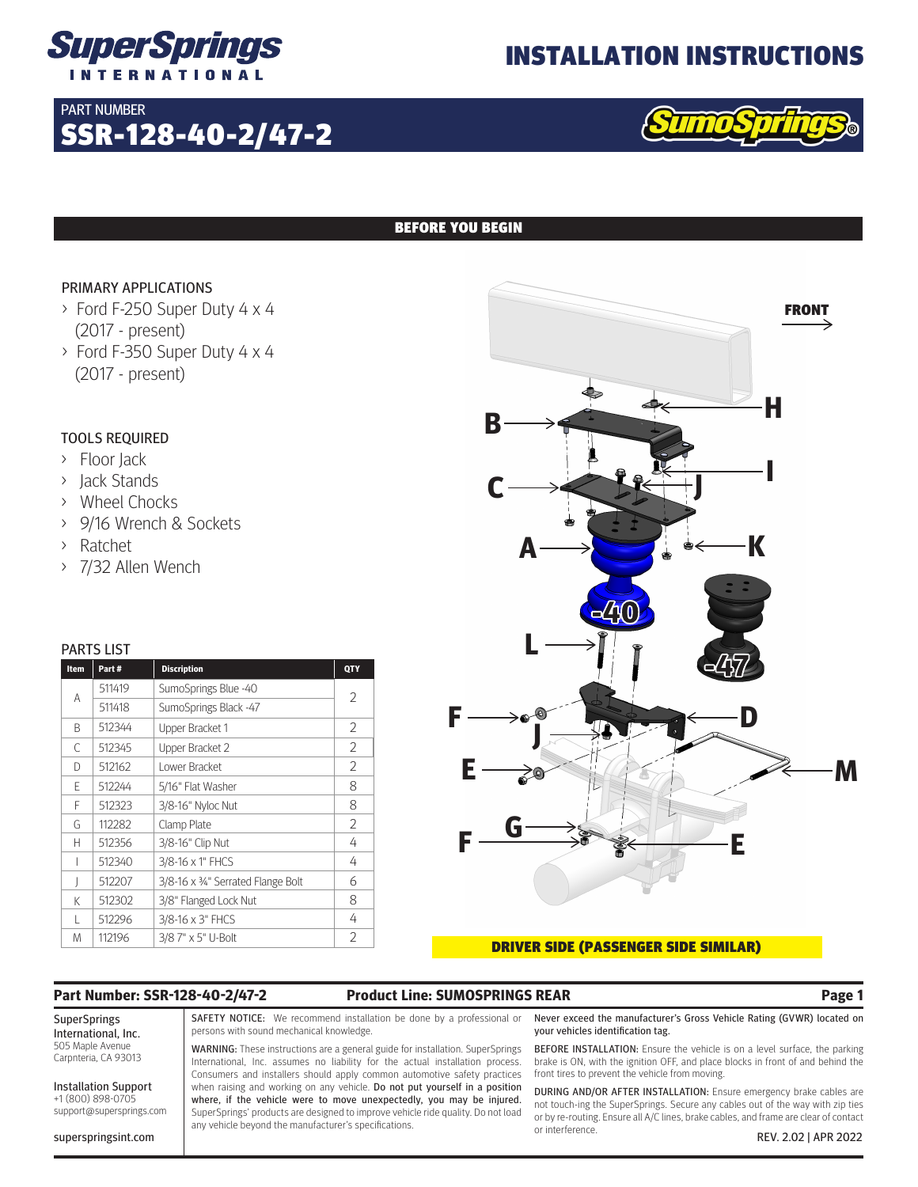# INSTALLATION INSTRUCTIONS

PART NUMBER
## SSR-128-40-2/47-2

SumoSprings®

## BEFORE YOU BEGIN

### PRIMARY APPLICATIONS

- Ford F-250 Super Duty 4 x 4 (2017 - present)
- Ford F-350 Super Duty 4 x 4 (2017 - present)

### TOOLS REQUIRED

- Floor Jack
- Jack Stands
- Wheel Chocks
- 9/16 Wrench & Sockets
- Ratchet
- 7/32 Allen Wench

### PARTS LIST

| Item | Part # | Discription | QTY |
|---|---|---|---|
| A | 511419 | SumoSprings Blue -40 | 2 |
| | 511418 | SumoSprings Black -47 | |
| B | 512344 | Upper Bracket 1 | 2 |
| C | 512345 | Upper Bracket 2 | 2 |
| D | 512162 | Lower Bracket | 2 |
| E | 512244 | 5/16" Flat Washer | 8 |
| F | 512323 | 3/8-16" Nyloc Nut | 8 |
| G | 112282 | Clamp Plate | 2 |
| H | 512356 | 3/8-16" Clip Nut | 4 |
| I | 512340 | 3/8-16 x 1" FHCS | 4 |
| J | 512207 | 3/8-16 x ¾" Serrated Flange Bolt | 6 |
| K | 512302 | 3/8" Flanged Lock Nut | 8 |
| L | 512296 | 3/8-16 x 3" FHCS | 4 |
| M | 112196 | 3/8 7" x 5" U-Bolt | 2 |

FRONT

DRIVER SIDE (PASSENGER SIDE SIMILAR)

**Part Number: SSR-128-40-2/47-2** **Product Line: SUMOSPRINGS REAR**

SuperSprings International, Inc.
505 Maple Avenue
Carpnteria, CA 93013

Installation Support
+1 (800) 898-0705
support@supersprings.com

superspringsint.com

SAFETY NOTICE: We recommend installation be done by a professional or persons with sound mechanical knowledge.

WARNING: These instructions are a general guide for installation. SuperSprings International, Inc. assumes no liability for the actual installation process. Consumers and installers should apply common automotive safety practices when raising and working on any vehicle. **Do not put yourself in a position where, if the vehicle were to move unexpectedly, you may be injured.** SuperSprings' products are designed to improve vehicle ride quality. Do not load any vehicle beyond the manufacturer's specifications.

**Never exceed the manufacturer's Gross Vehicle Rating (GVWR) located on your vehicles identification tag.**

BEFORE INSTALLATION: Ensure the vehicle is on a level surface, the parking brake is ON, with the ignition OFF, and place blocks in front of and behind the front tires to prevent the vehicle from moving.

DURING AND/OR AFTER INSTALLATION: Ensure emergency brake cables are not touch-ing the SuperSprings. Secure any cables out of the way with zip ties or by re-routing. Ensure all A/C lines, brake cables, and frame are clear of contact or interference.

REV. 2.02 | APR 2022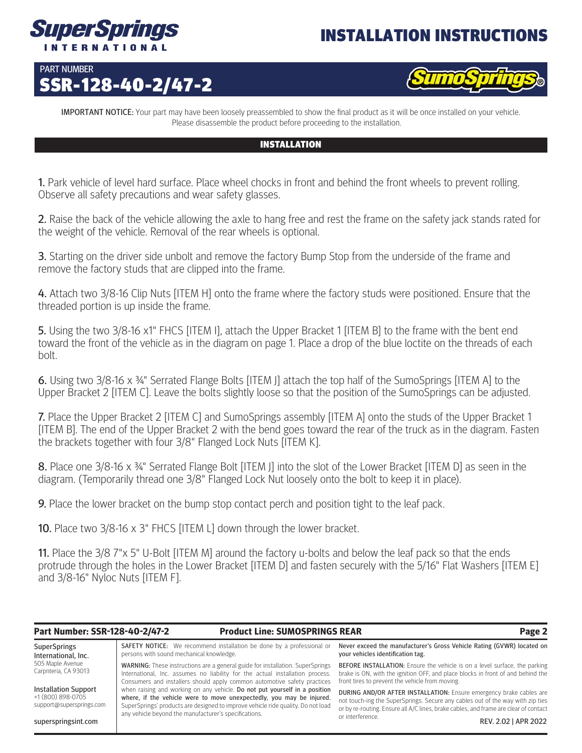**IMPORTANT NOTICE:** Your part may have been loosely preassembled to show the final product as it will be once installed on your vehicle. Please disassemble the product before proceeding to the installation.

## INSTALLATION

**1.** Park vehicle of level hard surface. Place wheel chocks in front and behind the front wheels to prevent rolling. Observe all safety precautions and wear safety glasses.

**2.** Raise the back of the vehicle allowing the axle to hang free and rest the frame on the safety jack stands rated for the weight of the vehicle. Removal of the rear wheels is optional.

**3.** Starting on the driver side unbolt and remove the factory Bump Stop from the underside of the frame and remove the factory studs that are clipped into the frame.

**4.** Attach two 3/8-16 Clip Nuts [ITEM H] onto the frame where the factory studs were positioned. Ensure that the threaded portion is up inside the frame.

**5.** Using the two 3/8-16 x1" FHCS [ITEM I], attach the Upper Bracket 1 [ITEM B] to the frame with the bent end toward the front of the vehicle as in the diagram on page 1. Place a drop of the blue loctite on the threads of each bolt.

**6.** Using two 3/8-16 x ¾" Serrated Flange Bolts [ITEM J] attach the top half of the SumoSprings [ITEM A] to the Upper Bracket 2 [ITEM C]. Leave the bolts slightly loose so that the position of the SumoSprings can be adjusted.

**7.** Place the Upper Bracket 2 [ITEM C] and SumoSprings assembly [ITEM A] onto the studs of the Upper Bracket 1 [ITEM B]. The end of the Upper Bracket 2 with the bend goes toward the rear of the truck as in the diagram. Fasten the brackets together with four 3/8" Flanged Lock Nuts [ITEM K].

**8.** Place one 3/8-16 x ¾" Serrated Flange Bolt [ITEM J] into the slot of the Lower Bracket [ITEM D] as seen in the diagram. (Temporarily thread one 3/8" Flanged Lock Nut loosely onto the bolt to keep it in place).

**9.** Place the lower bracket on the bump stop contact perch and position tight to the leaf pack.

**10.** Place two 3/8-16 x 3" FHCS [ITEM L] down through the lower bracket.

**11.** Place the 3/8 7"x 5" U-Bolt [ITEM M] around the factory u-bolts and below the leaf pack so that the ends protrude through the holes in the Lower Bracket [ITEM D] and fasten securely with the 5/16" Flat Washers [ITEM E] and 3/8-16" Nyloc Nuts [ITEM F].

**Part Number: SSR-128-40-2/47-2** **Product Line: SUMOSPRINGS REAR**

SuperSprings International, Inc.
505 Maple Avenue
Carpnteria, CA 93013

Installation Support
+1 (800) 898-0705
support@supersprings.com

superspringsint.com

**SAFETY NOTICE:** We recommend installation be done by a professional or persons with sound mechanical knowledge.

**WARNING:** These instructions are a general guide for installation. SuperSprings International, Inc. assumes no liability for the actual installation process. Consumers and installers should apply common automotive safety practices when raising and working on any vehicle. **Do not put yourself in a position where, if the vehicle were to move unexpectedly, you may be injured.** SuperSprings' products are designed to improve vehicle ride quality. Do not load any vehicle beyond the manufacturer's specifications.

**Never exceed the manufacturer's Gross Vehicle Rating (GVWR) located on your vehicles identification tag.**

**BEFORE INSTALLATION:** Ensure the vehicle is on a level surface, the parking brake is ON, with the ignition OFF, and place blocks in front of and behind the front tires to prevent the vehicle from moving.

**DURING AND/OR AFTER INSTALLATION:** Ensure emergency brake cables are not touch-ing the SuperSprings. Secure any cables out of the way with zip ties or by re-routing. Ensure all A/C lines, brake cables, and frame are clear of contact or interference.

REV. 2.02 | APR 2022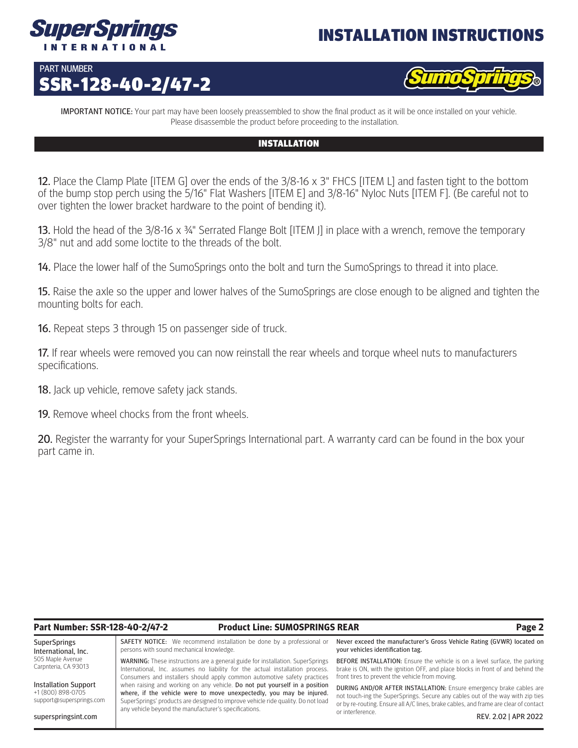# INSTALLATION INSTRUCTIONS

PART NUMBER
## SSR-128-40-2/47-2

IMPORTANT NOTICE: Your part may have been loosely preassembled to show the final product as it will be once installed on your vehicle. Please disassemble the product before proceeding to the installation.

## INSTALLATION

**12.** Place the Clamp Plate [ITEM G] over the ends of the 3/8-16 x 3" FHCS [ITEM L] and fasten tight to the bottom of the bump stop perch using the 5/16" Flat Washers [ITEM E] and 3/8-16" Nyloc Nuts [ITEM F]. (Be careful not to over tighten the lower bracket hardware to the point of bending it).

**13.** Hold the head of the 3/8-16 x ¾" Serrated Flange Bolt [ITEM J] in place with a wrench, remove the temporary 3/8" nut and add some loctite to the threads of the bolt.

**14.** Place the lower half of the SumoSprings onto the bolt and turn the SumoSprings to thread it into place.

**15.** Raise the axle so the upper and lower halves of the SumoSprings are close enough to be aligned and tighten the mounting bolts for each.

**16.** Repeat steps 3 through 15 on passenger side of truck.

**17.** If rear wheels were removed you can now reinstall the rear wheels and torque wheel nuts to manufacturers specifications.

**18.** Jack up vehicle, remove safety jack stands.

**19.** Remove wheel chocks from the front wheels.

**20.** Register the warranty for your SuperSprings International part. A warranty card can be found in the box your part came in.

**Part Number: SSR-128-40-2/47-2** **Product Line: SUMOSPRINGS REAR**

SuperSprings International, Inc.
505 Maple Avenue
Carpnteria, CA 93013

Installation Support
+1 (800) 898-0705
support@supersprings.com

superspringsint.com

SAFETY NOTICE: We recommend installation be done by a professional or persons with sound mechanical knowledge.

WARNING: These instructions are a general guide for installation. SuperSprings International, Inc. assumes no liability for the actual installation process. Consumers and installers should apply common automotive safety practices when raising and working on any vehicle. **Do not put yourself in a position where, if the vehicle were to move unexpectedly, you may be injured.** SuperSprings' products are designed to improve vehicle ride quality. Do not load any vehicle beyond the manufacturer's specifications.

**Never exceed the manufacturer's Gross Vehicle Rating (GVWR) located on your vehicles identification tag.**

BEFORE INSTALLATION: Ensure the vehicle is on a level surface, the parking brake is ON, with the ignition OFF, and place blocks in front of and behind the front tires to prevent the vehicle from moving.

DURING AND/OR AFTER INSTALLATION: Ensure emergency brake cables are not touch-ing the SuperSprings. Secure any cables out of the way with zip ties or by re-routing. Ensure all A/C lines, brake cables, and frame are clear of contact or interference.

REV. 2.02 | APR 2022